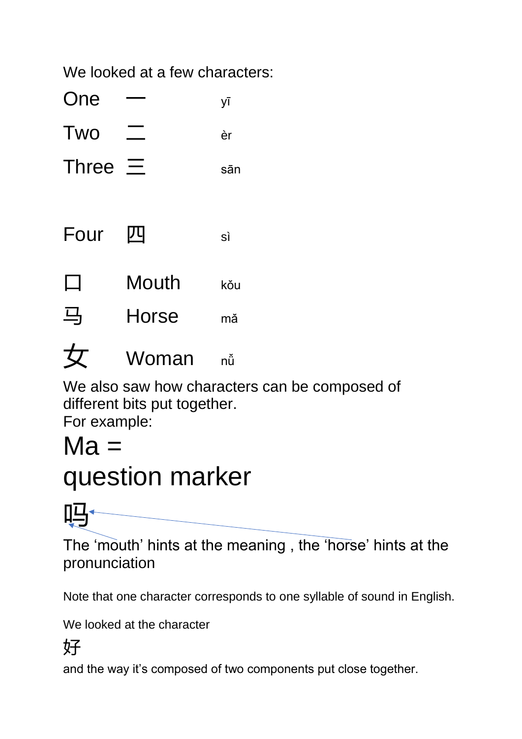We looked at a few characters:

| | | |
|---|---|---|
| One | 一 | yī |
| Two | 二 | èr |
| Three | 三 | sān |
| Four | 四 | sì |
| 口 | Mouth | kǒu |
| 马 | Horse | mǎ |
| 女 | Woman | nǚ |

We also saw how characters can be composed of different bits put together.
For example:

# Ma = question marker

# 吗

The 'mouth' hints at the meaning , the 'horse' hints at the pronunciation

Note that one character corresponds to one syllable of sound in English.

We looked at the character

好

and the way it's composed of two components put close together.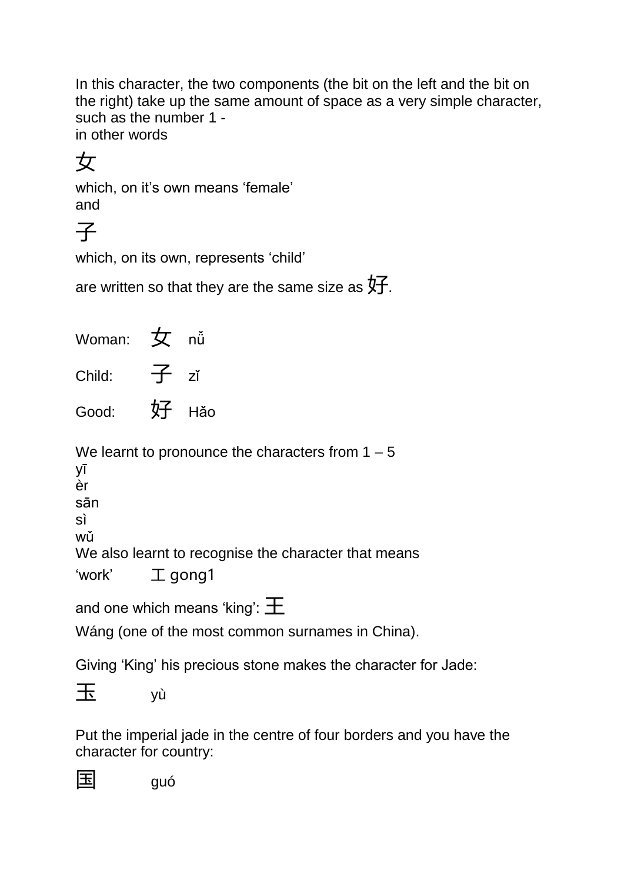In this character, the two components (the bit on the left and the bit on the right) take up the same amount of space as a very simple character, such as the number 1 -
in other words

女

which, on it's own means 'female'
and

子

which, on its own, represents 'child'

are written so that they are the same size as 好.

Woman: 女 nǚ

Child: 子 zǐ

Good: 好 Hǎo

We learnt to pronounce the characters from 1 – 5
yī
èr
sān
sì
wǔ
We also learnt to recognise the character that means

'work' 工 gong1

and one which means 'king': 王

Wáng (one of the most common surnames in China).

Giving 'King' his precious stone makes the character for Jade:

玉 yù

Put the imperial jade in the centre of four borders and you have the character for country:

国 guó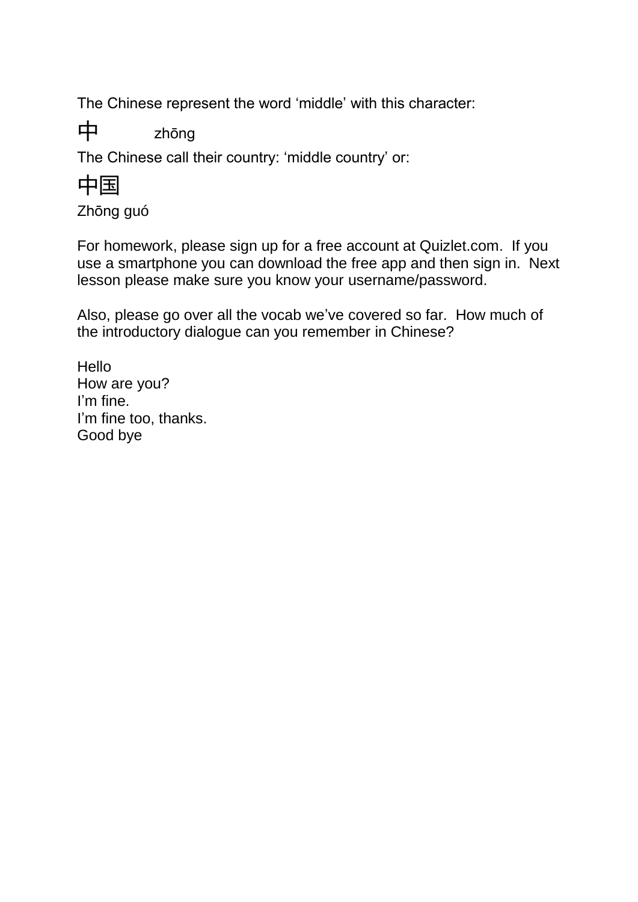The Chinese represent the word ‘middle’ with this character:

中 zhōng

The Chinese call their country: ‘middle country’ or:

中国

Zhōng guó

For homework, please sign up for a free account at Quizlet.com. If you use a smartphone you can download the free app and then sign in. Next lesson please make sure you know your username/password.

Also, please go over all the vocab we’ve covered so far. How much of the introductory dialogue can you remember in Chinese?

Hello
How are you?
I’m fine.
I’m fine too, thanks.
Good bye